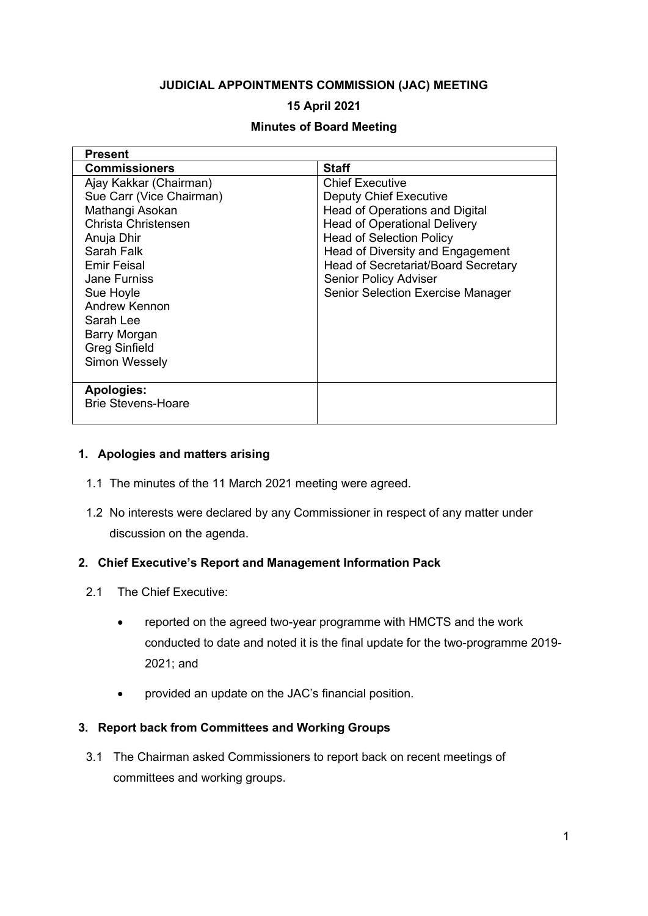**JUDICIAL APPOINTMENTS COMMISSION (JAC) MEETING**

**15 April 2021**

**Minutes of Board Meeting**

| **Present** | |
|---|---|
| **Commissioners** | **Staff** |
| Ajay Kakkar (Chairman)<br>Sue Carr (Vice Chairman)<br>Mathangi Asokan<br>Christa Christensen<br>Anuja Dhir<br>Sarah Falk<br>Emir Feisal<br>Jane Furniss<br>Sue Hoyle<br>Andrew Kennon<br>Sarah Lee<br>Barry Morgan<br>Greg Sinfield<br>Simon Wessely | Chief Executive<br>Deputy Chief Executive<br>Head of Operations and Digital<br>Head of Operational Delivery<br>Head of Selection Policy<br>Head of Diversity and Engagement<br>Head of Secretariat/Board Secretary<br>Senior Policy Adviser<br>Senior Selection Exercise Manager |
| **Apologies:**<br>Brie Stevens-Hoare | |

**1. Apologies and matters arising**

1.1 The minutes of the 11 March 2021 meeting were agreed.

1.2 No interests were declared by any Commissioner in respect of any matter under discussion on the agenda.

**2. Chief Executive's Report and Management Information Pack**

2.1 The Chief Executive:

- reported on the agreed two-year programme with HMCTS and the work conducted to date and noted it is the final update for the two-programme 2019-2021; and
- provided an update on the JAC's financial position.

**3. Report back from Committees and Working Groups**

3.1 The Chairman asked Commissioners to report back on recent meetings of committees and working groups.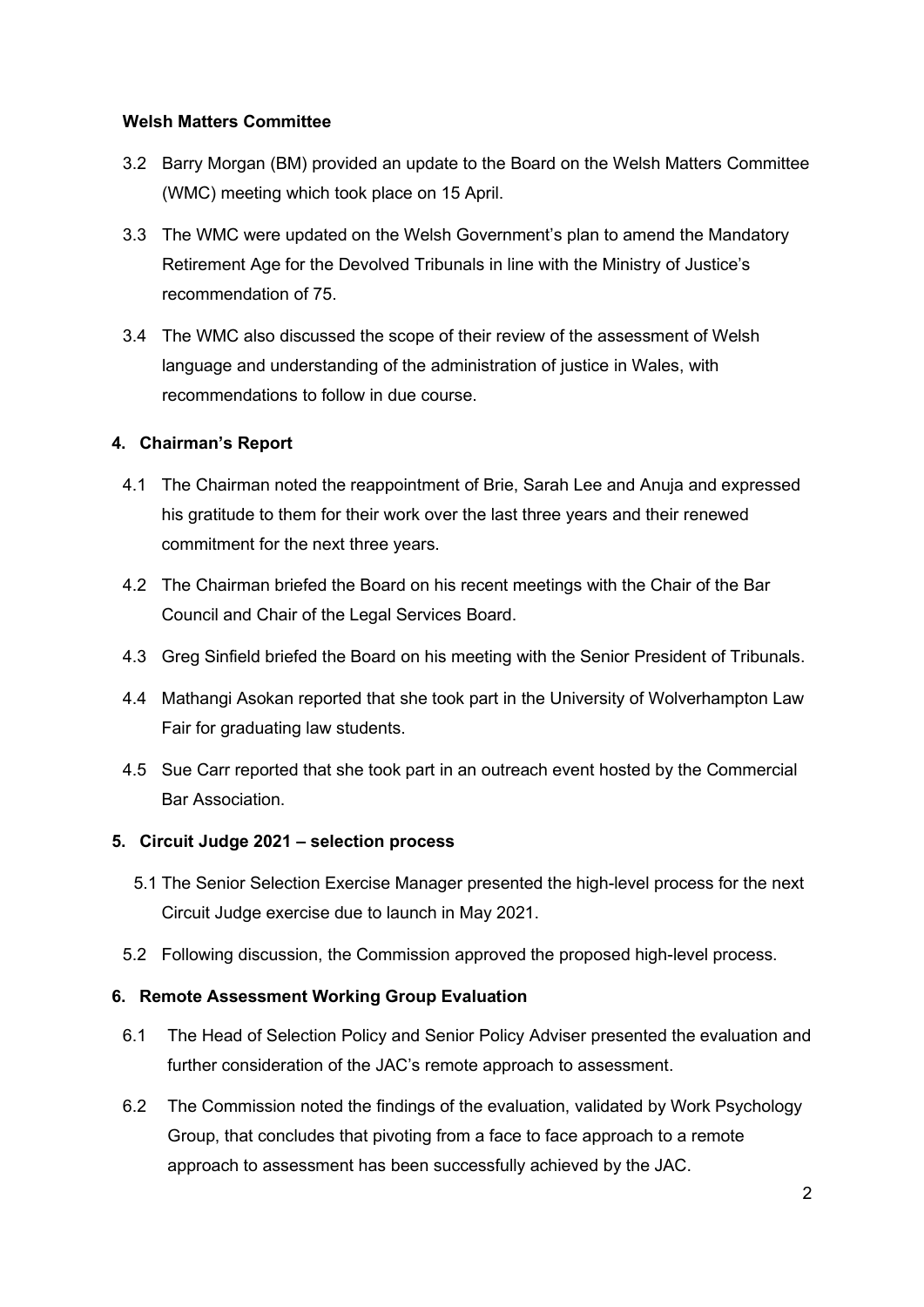**Welsh Matters Committee**

3.2 Barry Morgan (BM) provided an update to the Board on the Welsh Matters Committee (WMC) meeting which took place on 15 April.

3.3 The WMC were updated on the Welsh Government's plan to amend the Mandatory Retirement Age for the Devolved Tribunals in line with the Ministry of Justice's recommendation of 75.

3.4 The WMC also discussed the scope of their review of the assessment of Welsh language and understanding of the administration of justice in Wales, with recommendations to follow in due course.

## 4. Chairman's Report

4.1 The Chairman noted the reappointment of Brie, Sarah Lee and Anuja and expressed his gratitude to them for their work over the last three years and their renewed commitment for the next three years.

4.2 The Chairman briefed the Board on his recent meetings with the Chair of the Bar Council and Chair of the Legal Services Board.

4.3 Greg Sinfield briefed the Board on his meeting with the Senior President of Tribunals.

4.4 Mathangi Asokan reported that she took part in the University of Wolverhampton Law Fair for graduating law students.

4.5 Sue Carr reported that she took part in an outreach event hosted by the Commercial Bar Association.

## 5. Circuit Judge 2021 – selection process

5.1 The Senior Selection Exercise Manager presented the high-level process for the next Circuit Judge exercise due to launch in May 2021.

5.2 Following discussion, the Commission approved the proposed high-level process.

## 6. Remote Assessment Working Group Evaluation

6.1 The Head of Selection Policy and Senior Policy Adviser presented the evaluation and further consideration of the JAC's remote approach to assessment.

6.2 The Commission noted the findings of the evaluation, validated by Work Psychology Group, that concludes that pivoting from a face to face approach to a remote approach to assessment has been successfully achieved by the JAC.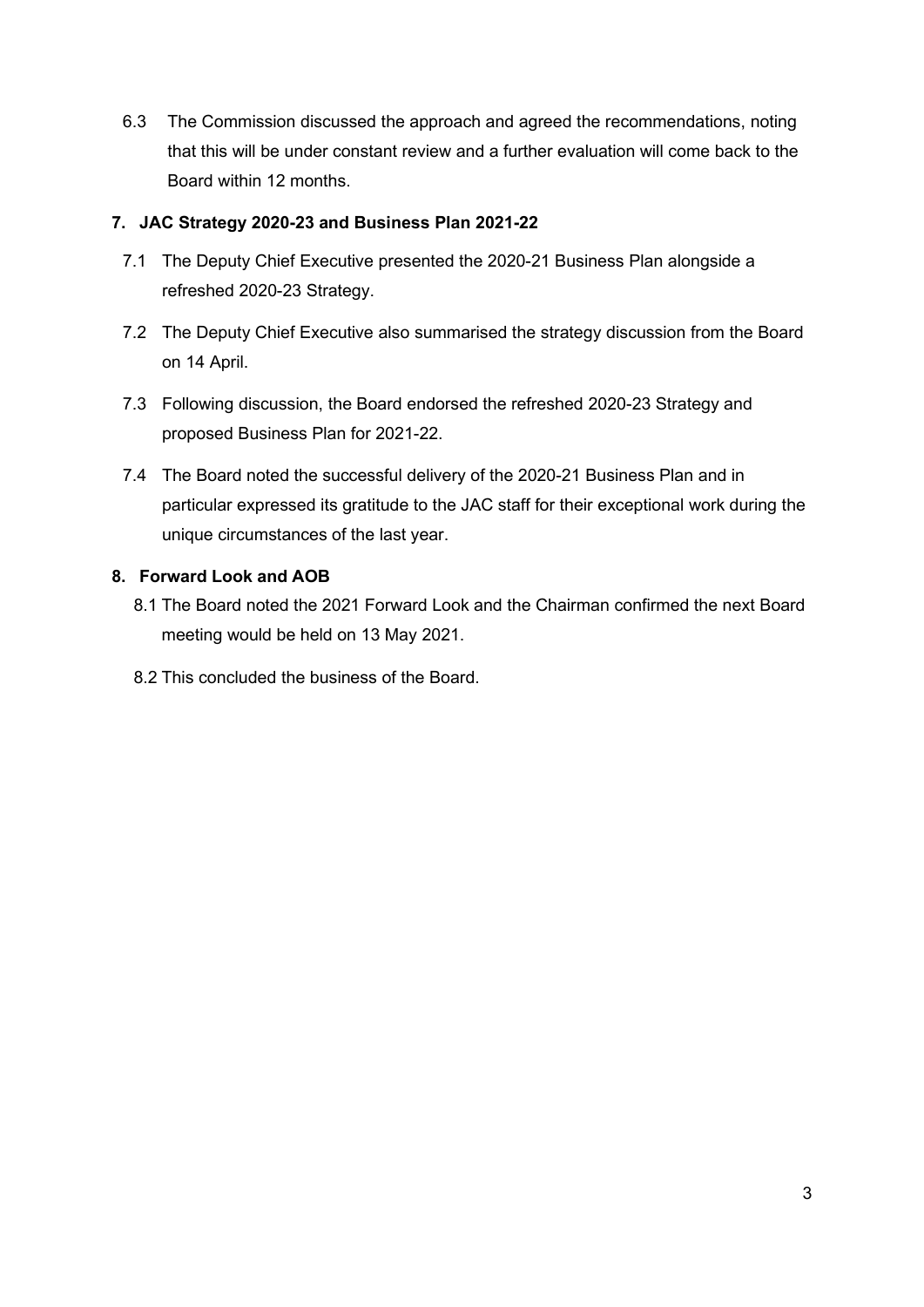6.3 The Commission discussed the approach and agreed the recommendations, noting that this will be under constant review and a further evaluation will come back to the Board within 12 months.

**7. JAC Strategy 2020-23 and Business Plan 2021-22**

7.1 The Deputy Chief Executive presented the 2020-21 Business Plan alongside a refreshed 2020-23 Strategy.

7.2 The Deputy Chief Executive also summarised the strategy discussion from the Board on 14 April.

7.3 Following discussion, the Board endorsed the refreshed 2020-23 Strategy and proposed Business Plan for 2021-22.

7.4 The Board noted the successful delivery of the 2020-21 Business Plan and in particular expressed its gratitude to the JAC staff for their exceptional work during the unique circumstances of the last year.

**8. Forward Look and AOB**

8.1 The Board noted the 2021 Forward Look and the Chairman confirmed the next Board meeting would be held on 13 May 2021.

8.2 This concluded the business of the Board.